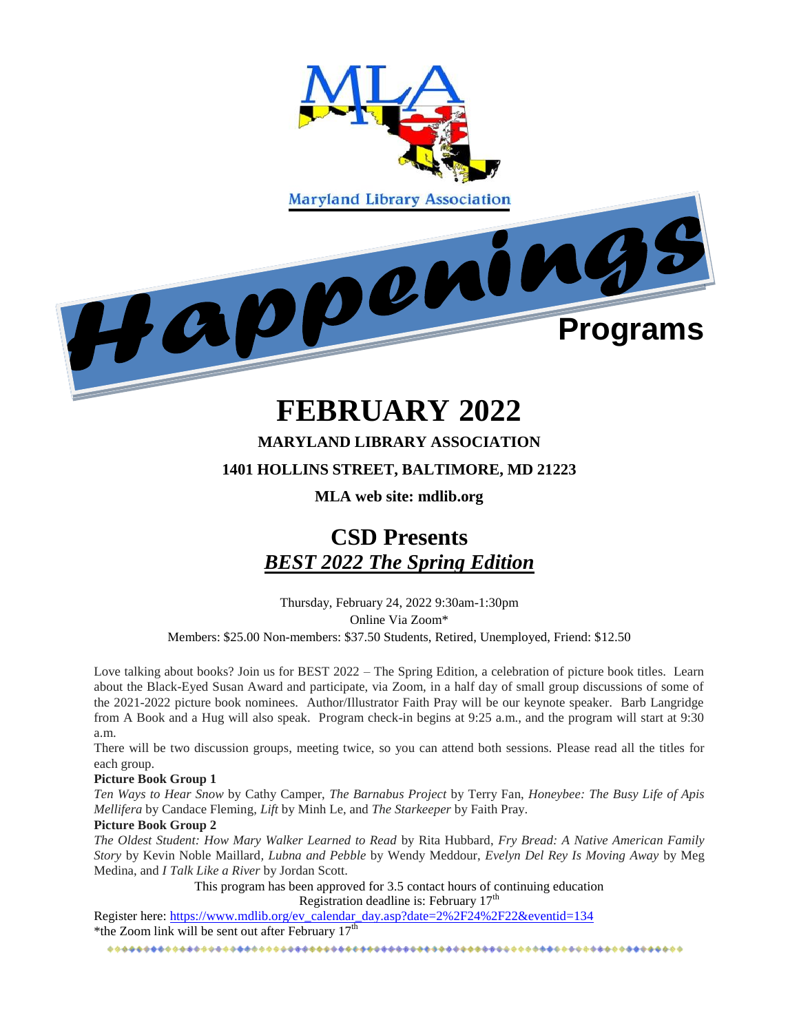MLA

Maryland Library Association

*Happenings* **Programs**

# FEBRUARY 2022

**MARYLAND LIBRARY ASSOCIATION**

**1401 HOLLINS STREET, BALTIMORE, MD 21223**

**MLA web site: mdlib.org**

## CSD Presents
## *BEST 2022 The Spring Edition*

Thursday, February 24, 2022 9:30am-1:30pm
Online Via Zoom*
Members: $25.00 Non-members: $37.50 Students, Retired, Unemployed, Friend: $12.50

Love talking about books? Join us for BEST 2022 – The Spring Edition, a celebration of picture book titles. Learn about the Black-Eyed Susan Award and participate, via Zoom, in a half day of small group discussions of some of the 2021-2022 picture book nominees. Author/Illustrator Faith Pray will be our keynote speaker. Barb Langridge from A Book and a Hug will also speak. Program check-in begins at 9:25 a.m., and the program will start at 9:30 a.m.

There will be two discussion groups, meeting twice, so you can attend both sessions. Please read all the titles for each group.

**Picture Book Group 1**

*Ten Ways to Hear Snow* by Cathy Camper, *The Barnabus Project* by Terry Fan, *Honeybee: The Busy Life of Apis Mellifera* by Candace Fleming, *Lift* by Minh Le, and *The Starkeeper* by Faith Pray.

**Picture Book Group 2**

*The Oldest Student: How Mary Walker Learned to Read* by Rita Hubbard, *Fry Bread: A Native American Family Story* by Kevin Noble Maillard, *Lubna and Pebble* by Wendy Meddour, *Evelyn Del Rey Is Moving Away* by Meg Medina, and *I Talk Like a River* by Jordan Scott.

This program has been approved for 3.5 contact hours of continuing education
Registration deadline is: February 17th

Register here: https://www.mdlib.org/ev_calendar_day.asp?date=2%2F24%2F22&eventid=134
*the Zoom link will be sent out after February 17th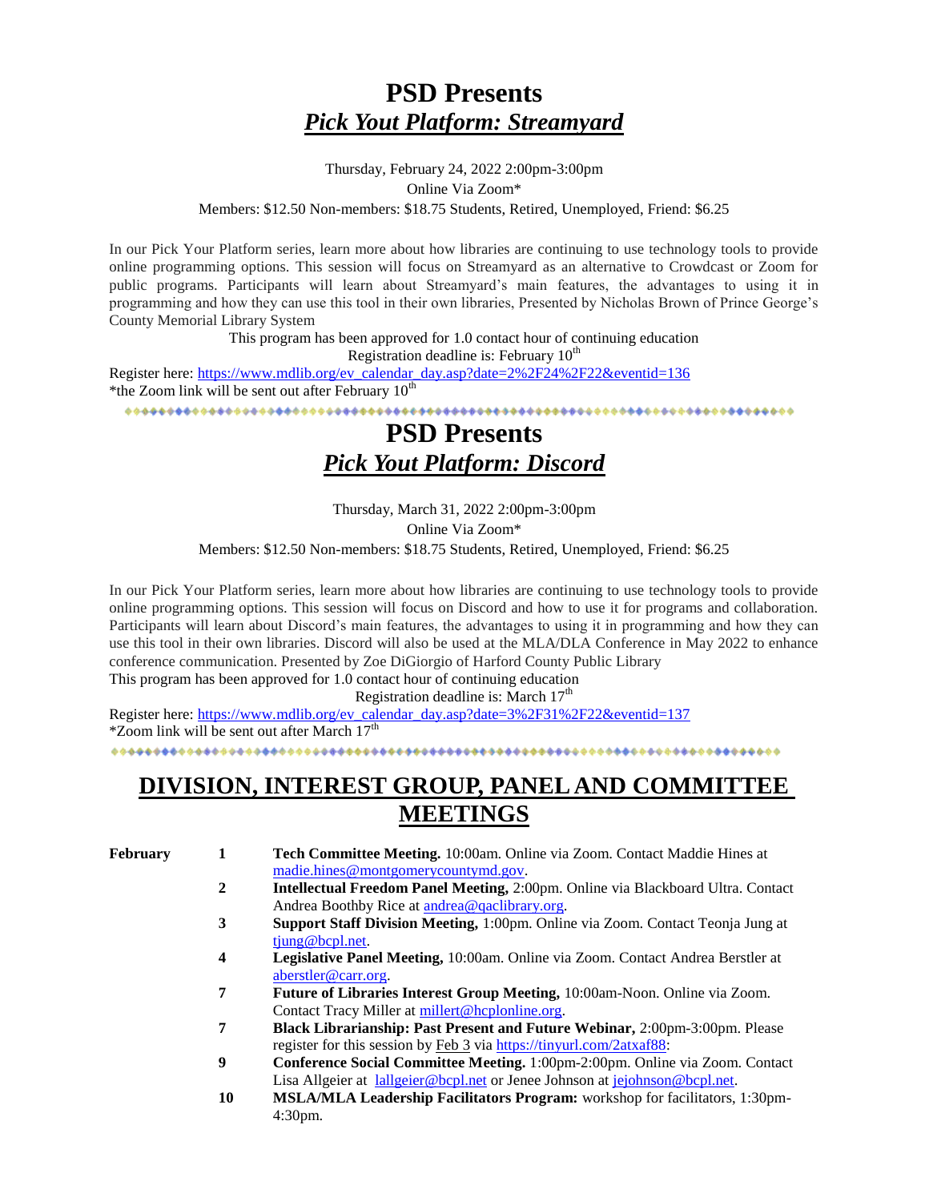# PSD Presents

## ***Pick Yout Platform: Streamyard***

Thursday, February 24, 2022 2:00pm-3:00pm

Online Via Zoom*

Members: $12.50 Non-members: $18.75 Students, Retired, Unemployed, Friend: $6.25

In our Pick Your Platform series, learn more about how libraries are continuing to use technology tools to provide online programming options. This session will focus on Streamyard as an alternative to Crowdcast or Zoom for public programs. Participants will learn about Streamyard's main features, the advantages to using it in programming and how they can use this tool in their own libraries, Presented by Nicholas Brown of Prince George's County Memorial Library System

This program has been approved for 1.0 contact hour of continuing education

Registration deadline is: February 10th

Register here: https://www.mdlib.org/ev_calendar_day.asp?date=2%2F24%2F22&eventid=136

*the Zoom link will be sent out after February 10th

# PSD Presents

## ***Pick Yout Platform: Discord***

Thursday, March 31, 2022 2:00pm-3:00pm

Online Via Zoom*

Members: $12.50 Non-members: $18.75 Students, Retired, Unemployed, Friend: $6.25

In our Pick Your Platform series, learn more about how libraries are continuing to use technology tools to provide online programming options. This session will focus on Discord and how to use it for programs and collaboration. Participants will learn about Discord's main features, the advantages to using it in programming and how they can use this tool in their own libraries. Discord will also be used at the MLA/DLA Conference in May 2022 to enhance conference communication. Presented by Zoe DiGiorgio of Harford County Public Library

This program has been approved for 1.0 contact hour of continuing education

Registration deadline is: March 17th

Register here: https://www.mdlib.org/ev_calendar_day.asp?date=3%2F31%2F22&eventid=137

*Zoom link will be sent out after March 17th

# DIVISION, INTEREST GROUP, PANEL AND COMMITTEE MEETINGS

**February**

**1** **Tech Committee Meeting.** 10:00am. Online via Zoom. Contact Maddie Hines at madie.hines@montgomerycountymd.gov.

**2** **Intellectual Freedom Panel Meeting,** 2:00pm. Online via Blackboard Ultra. Contact Andrea Boothby Rice at andrea@qaclibrary.org.

**3** **Support Staff Division Meeting,** 1:00pm. Online via Zoom. Contact Teonja Jung at tjung@bcpl.net.

**4** **Legislative Panel Meeting,** 10:00am. Online via Zoom. Contact Andrea Berstler at aberstler@carr.org.

**7** **Future of Libraries Interest Group Meeting,** 10:00am-Noon. Online via Zoom. Contact Tracy Miller at millert@hcplonline.org.

**7** **Black Librarianship: Past Present and Future Webinar,** 2:00pm-3:00pm. Please register for this session by Feb 3 via https://tinyurl.com/2atxaf88:

**9** **Conference Social Committee Meeting.** 1:00pm-2:00pm. Online via Zoom. Contact Lisa Allgeier at lallgeier@bcpl.net or Jenee Johnson at jejohnson@bcpl.net.

**10** **MSLA/MLA Leadership Facilitators Program:** workshop for facilitators, 1:30pm-4:30pm.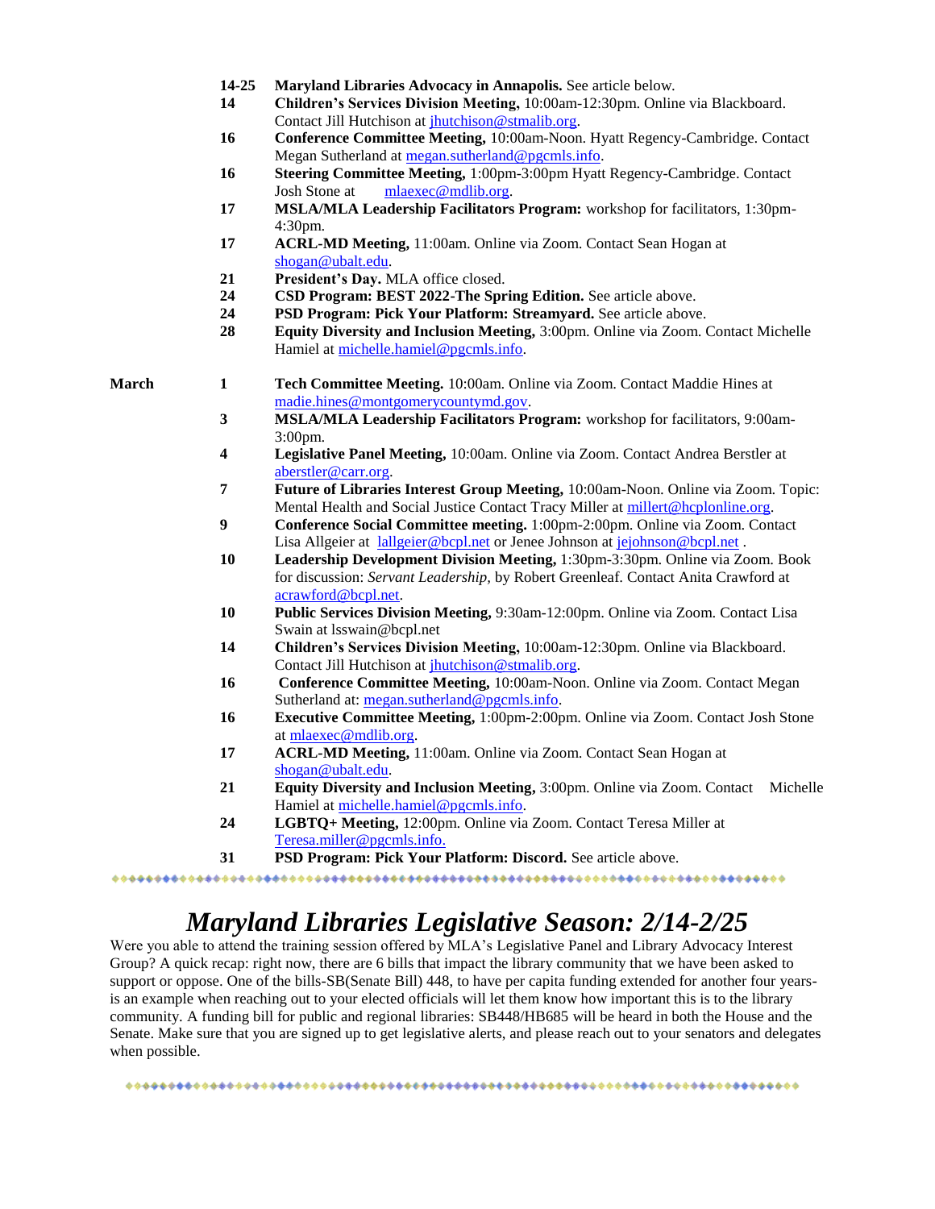| | | |
|---|---|---|
| | **14-25** | **Maryland Libraries Advocacy in Annapolis.** See article below. |
| | **14** | **Children's Services Division Meeting,** 10:00am-12:30pm. Online via Blackboard. Contact Jill Hutchison at jhutchison@stmalib.org. |
| | **16** | **Conference Committee Meeting,** 10:00am-Noon. Hyatt Regency-Cambridge. Contact Megan Sutherland at megan.sutherland@pgcmls.info. |
| | **16** | **Steering Committee Meeting,** 1:00pm-3:00pm Hyatt Regency-Cambridge. Contact Josh Stone at mlaexec@mdlib.org. |
| | **17** | **MSLA/MLA Leadership Facilitators Program:** workshop for facilitators, 1:30pm-4:30pm. |
| | **17** | **ACRL-MD Meeting,** 11:00am. Online via Zoom. Contact Sean Hogan at shogan@ubalt.edu. |
| | **21** | **President's Day.** MLA office closed. |
| | **24** | **CSD Program: BEST 2022-The Spring Edition.** See article above. |
| | **24** | **PSD Program: Pick Your Platform: Streamyard.** See article above. |
| | **28** | **Equity Diversity and Inclusion Meeting,** 3:00pm. Online via Zoom. Contact Michelle Hamiel at michelle.hamiel@pgcmls.info. |
| **March** | **1** | **Tech Committee Meeting.** 10:00am. Online via Zoom. Contact Maddie Hines at madie.hines@montgomerycountymd.gov. |
| | **3** | **MSLA/MLA Leadership Facilitators Program:** workshop for facilitators, 9:00am-3:00pm. |
| | **4** | **Legislative Panel Meeting,** 10:00am. Online via Zoom. Contact Andrea Berstler at aberstler@carr.org. |
| | **7** | **Future of Libraries Interest Group Meeting,** 10:00am-Noon. Online via Zoom. Topic: Mental Health and Social Justice Contact Tracy Miller at millert@hcplonline.org. |
| | **9** | **Conference Social Committee meeting.** 1:00pm-2:00pm. Online via Zoom. Contact Lisa Allgeier at lallgeier@bcpl.net or Jenee Johnson at jejohnson@bcpl.net . |
| | **10** | **Leadership Development Division Meeting,** 1:30pm-3:30pm. Online via Zoom. Book for discussion: *Servant Leadership,* by Robert Greenleaf. Contact Anita Crawford at acrawford@bcpl.net. |
| | **10** | **Public Services Division Meeting,** 9:30am-12:00pm. Online via Zoom. Contact Lisa Swain at lsswain@bcpl.net |
| | **14** | **Children's Services Division Meeting,** 10:00am-12:30pm. Online via Blackboard. Contact Jill Hutchison at jhutchison@stmalib.org. |
| | **16** | **Conference Committee Meeting,** 10:00am-Noon. Online via Zoom. Contact Megan Sutherland at: megan.sutherland@pgcmls.info. |
| | **16** | **Executive Committee Meeting,** 1:00pm-2:00pm. Online via Zoom. Contact Josh Stone at mlaexec@mdlib.org. |
| | **17** | **ACRL-MD Meeting,** 11:00am. Online via Zoom. Contact Sean Hogan at shogan@ubalt.edu. |
| | **21** | **Equity Diversity and Inclusion Meeting,** 3:00pm. Online via Zoom. Contact Michelle Hamiel at michelle.hamiel@pgcmls.info. |
| | **24** | **LGBTQ+ Meeting,** 12:00pm. Online via Zoom. Contact Teresa Miller at Teresa.miller@pgcmls.info. |
| | **31** | **PSD Program: Pick Your Platform: Discord.** See article above. |

# *Maryland Libraries Legislative Season: 2/14-2/25*

Were you able to attend the training session offered by MLA's Legislative Panel and Library Advocacy Interest Group? A quick recap: right now, there are 6 bills that impact the library community that we have been asked to support or oppose. One of the bills-SB(Senate Bill) 448, to have per capita funding extended for another four years- is an example when reaching out to your elected officials will let them know how important this is to the library community. A funding bill for public and regional libraries: SB448/HB685 will be heard in both the House and the Senate. Make sure that you are signed up to get legislative alerts, and please reach out to your senators and delegates when possible.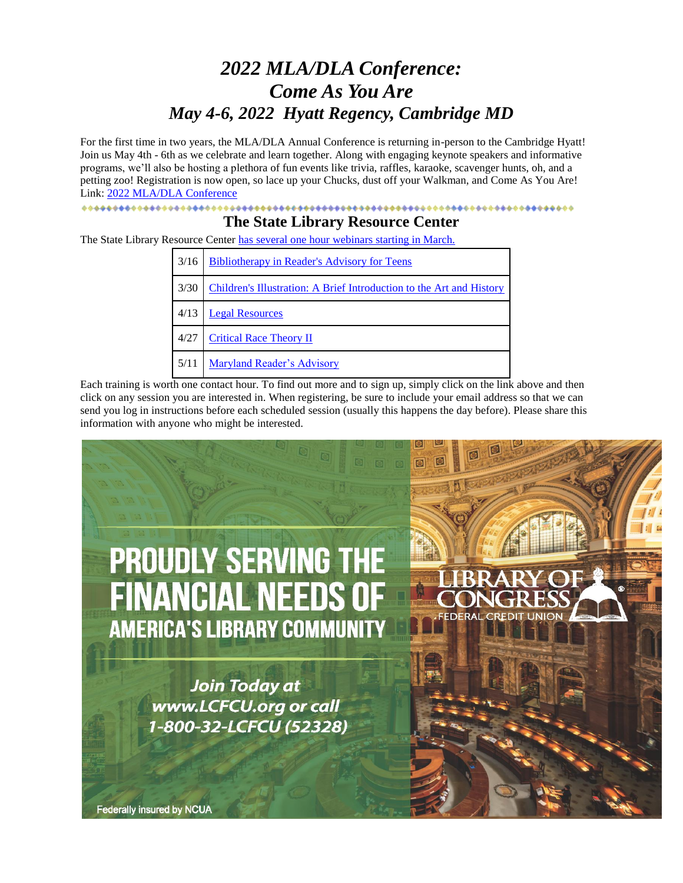# *2022 MLA/DLA Conference: Come As You Are*
# *May 4-6, 2022 Hyatt Regency, Cambridge MD*

For the first time in two years, the MLA/DLA Annual Conference is returning in-person to the Cambridge Hyatt! Join us May 4th - 6th as we celebrate and learn together. Along with engaging keynote speakers and informative programs, we'll also be hosting a plethora of fun events like trivia, raffles, karaoke, scavenger hunts, oh, and a petting zoo! Registration is now open, so lace up your Chucks, dust off your Walkman, and Come As You Are! Link: 2022 MLA/DLA Conference

## The State Library Resource Center

The State Library Resource Center has several one hour webinars starting in March.

| | |
|---|---|
| 3/16 | Bibliotherapy in Reader's Advisory for Teens |
| 3/30 | Children's Illustration: A Brief Introduction to the Art and History |
| 4/13 | Legal Resources |
| 4/27 | Critical Race Theory II |
| 5/11 | Maryland Reader's Advisory |

Each training is worth one contact hour. To find out more and to sign up, simply click on the link above and then click on any session you are interested in. When registering, be sure to include your email address so that we can send you log in instructions before each scheduled session (usually this happens the day before). Please share this information with anyone who might be interested.

PROUDLY SERVING THE FINANCIAL NEEDS OF AMERICA'S LIBRARY COMMUNITY

LIBRARY OF CONGRESS FEDERAL CREDIT UNION

*Join Today at www.LCFCU.org or call 1-800-32-LCFCU (52328)*

Federally insured by NCUA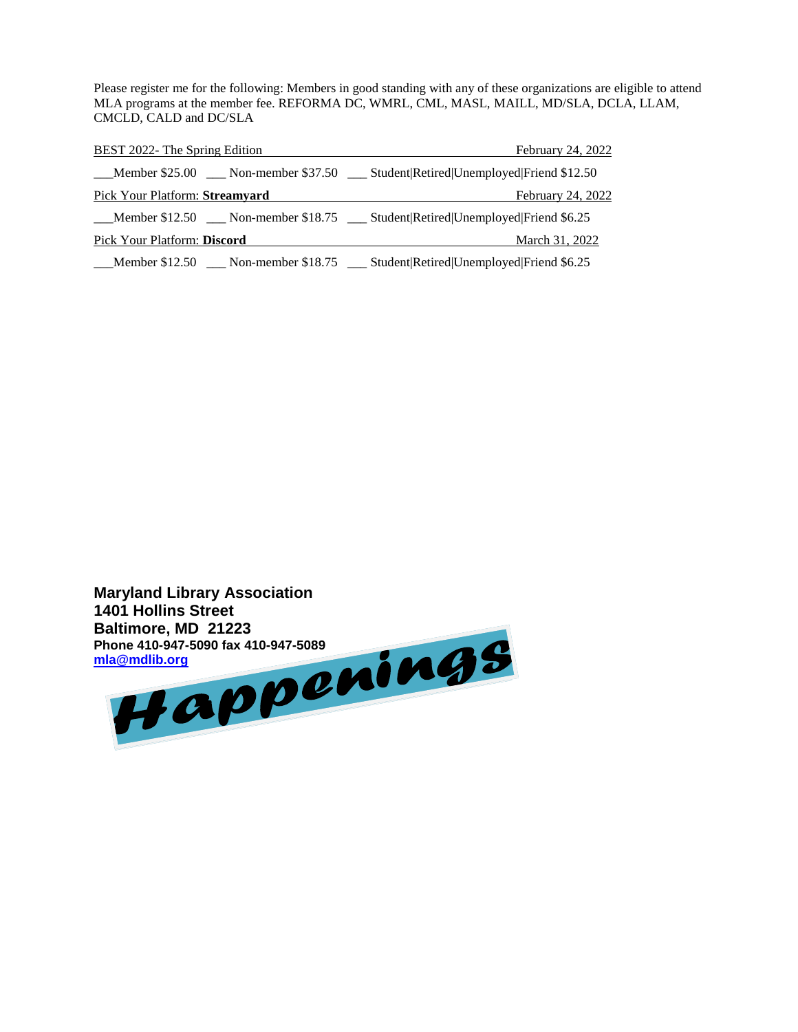Please register me for the following: Members in good standing with any of these organizations are eligible to attend MLA programs at the member fee. REFORMA DC, WMRL, CML, MASL, MAILL, MD/SLA, DCLA, LLAM, CMCLD, CALD and DC/SLA

BEST 2022- The Spring Edition February 24, 2022

___Member $25.00 ___ Non-member $37.50 ___ Student|Retired|Unemployed|Friend $12.50

Pick Your Platform: **Streamyard** February 24, 2022

___Member $12.50 ___ Non-member $18.75 ___ Student|Retired|Unemployed|Friend $6.25

Pick Your Platform: **Discord** March 31, 2022

___Member $12.50 ___ Non-member $18.75 ___ Student|Retired|Unemployed|Friend $6.25

**Maryland Library Association**
**1401 Hollins Street**
**Baltimore, MD 21223**
**Phone 410-947-5090 fax 410-947-5089**
**mla@mdlib.org**

***Happenings***